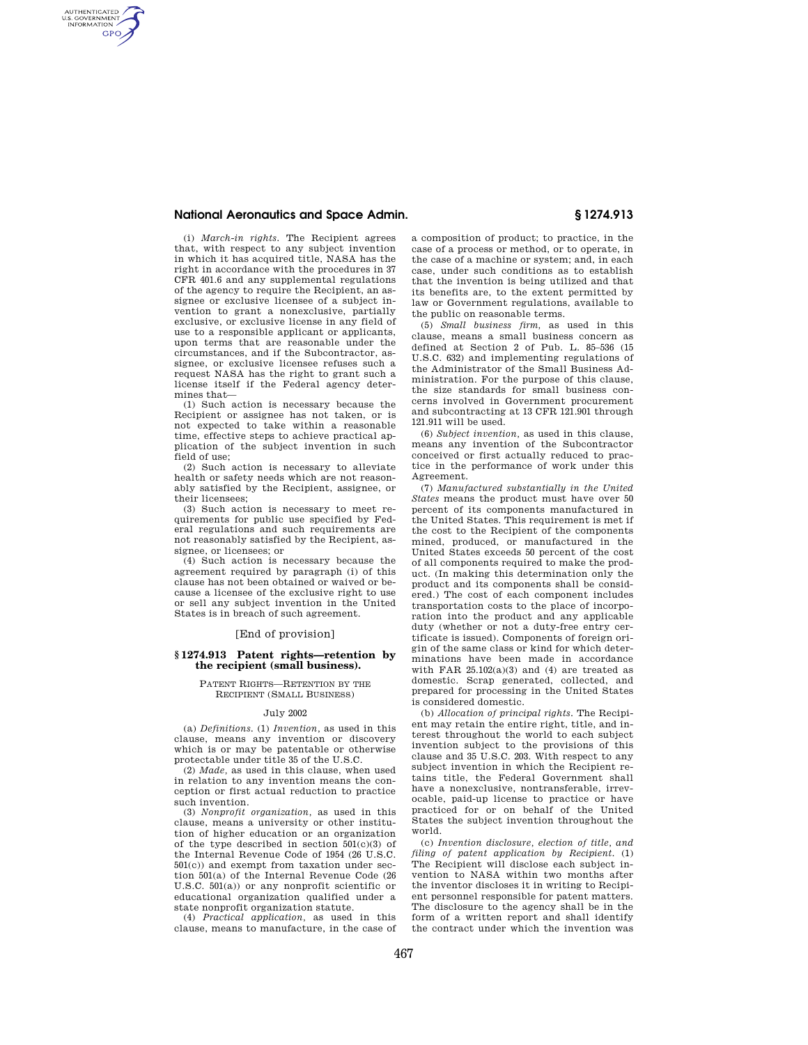(i) *March-in rights.* The Recipient agrees that, with respect to any subject invention in which it has acquired title, NASA has the right in accordance with the procedures in 37 CFR 401.6 and any supplemental regulations of the agency to require the Recipient, an assignee or exclusive licensee of a subject invention to grant a nonexclusive, partially exclusive, or exclusive license in any field of use to a responsible applicant or applicants, upon terms that are reasonable under the circumstances, and if the Subcontractor, assignee, or exclusive licensee refuses such a request NASA has the right to grant such a license itself if the Federal agency determines that—

(1) Such action is necessary because the Recipient or assignee has not taken, or is not expected to take within a reasonable time, effective steps to achieve practical application of the subject invention in such field of use;

(2) Such action is necessary to alleviate health or safety needs which are not reasonably satisfied by the Recipient, assignee, or their licensees;

(3) Such action is necessary to meet requirements for public use specified by Federal regulations and such requirements are not reasonably satisfied by the Recipient, assignee, or licensees; or

(4) Such action is necessary because the agreement required by paragraph (i) of this clause has not been obtained or waived or because a licensee of the exclusive right to use or sell any subject invention in the United States is in breach of such agreement.

[End of provision]

## § 1274.913 Patent rights—retention by the recipient (small business).

PATENT RIGHTS—RETENTION BY THE RECIPIENT (SMALL BUSINESS)

July 2002

(a) *Definitions.* (1) *Invention,* as used in this clause, means any invention or discovery which is or may be patentable or otherwise protectable under title 35 of the U.S.C.

(2) *Made,* as used in this clause, when used in relation to any invention means the conception or first actual reduction to practice such invention.

(3) *Nonprofit organization,* as used in this clause, means a university or other institution of higher education or an organization of the type described in section 501(c)(3) of the Internal Revenue Code of 1954 (26 U.S.C. 501(c)) and exempt from taxation under section 501(a) of the Internal Revenue Code (26 U.S.C. 501(a)) or any nonprofit scientific or educational organization qualified under a state nonprofit organization statute.

(4) *Practical application,* as used in this clause, means to manufacture, in the case of a composition of product; to practice, in the case of a process or method, or to operate, in the case of a machine or system; and, in each case, under such conditions as to establish that the invention is being utilized and that its benefits are, to the extent permitted by law or Government regulations, available to the public on reasonable terms.

(5) *Small business firm,* as used in this clause, means a small business concern as defined at Section 2 of Pub. L. 85–536 (15 U.S.C. 632) and implementing regulations of the Administrator of the Small Business Administration. For the purpose of this clause, the size standards for small business concerns involved in Government procurement and subcontracting at 13 CFR 121.901 through 121.911 will be used.

(6) *Subject invention,* as used in this clause, means any invention of the Subcontractor conceived or first actually reduced to practice in the performance of work under this Agreement.

(7) *Manufactured substantially in the United States* means the product must have over 50 percent of its components manufactured in the United States. This requirement is met if the cost to the Recipient of the components mined, produced, or manufactured in the United States exceeds 50 percent of the cost of all components required to make the product. (In making this determination only the product and its components shall be considered.) The cost of each component includes transportation costs to the place of incorporation into the product and any applicable duty (whether or not a duty-free entry certificate is issued). Components of foreign origin of the same class or kind for which determinations have been made in accordance with FAR 25.102(a)(3) and (4) are treated as domestic. Scrap generated, collected, and prepared for processing in the United States is considered domestic.

(b) *Allocation of principal rights.* The Recipient may retain the entire right, title, and interest throughout the world to each subject invention subject to the provisions of this clause and 35 U.S.C. 203. With respect to any subject invention in which the Recipient retains title, the Federal Government shall have a nonexclusive, nontransferable, irrevocable, paid-up license to practice or have practiced for or on behalf of the United States the subject invention throughout the world.

(c) *Invention disclosure, election of title, and filing of patent application by Recipient.* (1) The Recipient will disclose each subject invention to NASA within two months after the inventor discloses it in writing to Recipient personnel responsible for patent matters. The disclosure to the agency shall be in the form of a written report and shall identify the contract under which the invention was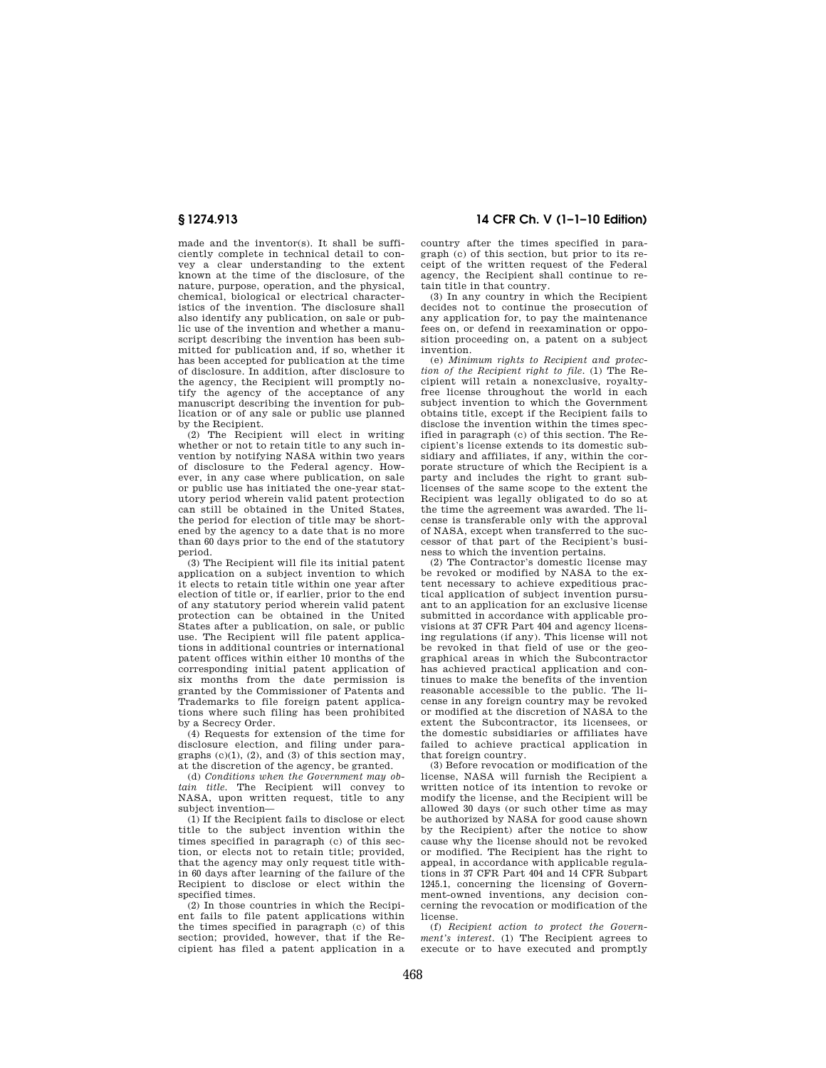made and the inventor(s). It shall be sufficiently complete in technical detail to convey a clear understanding to the extent known at the time of the disclosure, of the nature, purpose, operation, and the physical, chemical, biological or electrical characteristics of the invention. The disclosure shall also identify any publication, on sale or public use of the invention and whether a manuscript describing the invention has been submitted for publication and, if so, whether it has been accepted for publication at the time of disclosure. In addition, after disclosure to the agency, the Recipient will promptly notify the agency of the acceptance of any manuscript describing the invention for publication or of any sale or public use planned by the Recipient.

(2) The Recipient will elect in writing whether or not to retain title to any such invention by notifying NASA within two years of disclosure to the Federal agency. However, in any case where publication, on sale or public use has initiated the one-year statutory period wherein valid patent protection can still be obtained in the United States, the period for election of title may be shortened by the agency to a date that is no more than 60 days prior to the end of the statutory period.

(3) The Recipient will file its initial patent application on a subject invention to which it elects to retain title within one year after election of title or, if earlier, prior to the end of any statutory period wherein valid patent protection can be obtained in the United States after a publication, on sale, or public use. The Recipient will file patent applications in additional countries or international patent offices within either 10 months of the corresponding initial patent application of six months from the date permission is granted by the Commissioner of Patents and Trademarks to file foreign patent applications where such filing has been prohibited by a Secrecy Order.

(4) Requests for extension of the time for disclosure election, and filing under paragraphs (c)(1), (2), and (3) of this section may, at the discretion of the agency, be granted.

(d) *Conditions when the Government may obtain title.* The Recipient will convey to NASA, upon written request, title to any subject invention—

(1) If the Recipient fails to disclose or elect title to the subject invention within the times specified in paragraph (c) of this section, or elects not to retain title; provided, that the agency may only request title within 60 days after learning of the failure of the Recipient to disclose or elect within the specified times.

(2) In those countries in which the Recipient fails to file patent applications within the times specified in paragraph (c) of this section; provided, however, that if the Recipient has filed a patent application in a country after the times specified in paragraph (c) of this section, but prior to its receipt of the written request of the Federal agency, the Recipient shall continue to retain title in that country.

(3) In any country in which the Recipient decides not to continue the prosecution of any application for, to pay the maintenance fees on, or defend in reexamination or opposition proceeding on, a patent on a subject invention.

(e) *Minimum rights to Recipient and protection of the Recipient right to file.* (1) The Recipient will retain a nonexclusive, royalty-free license throughout the world in each subject invention to which the Government obtains title, except if the Recipient fails to disclose the invention within the times specified in paragraph (c) of this section. The Recipient's license extends to its domestic subsidiary and affiliates, if any, within the corporate structure of which the Recipient is a party and includes the right to grant sublicenses of the same scope to the extent the Recipient was legally obligated to do so at the time the agreement was awarded. The license is transferable only with the approval of NASA, except when transferred to the successor of that part of the Recipient's business to which the invention pertains.

(2) The Contractor's domestic license may be revoked or modified by NASA to the extent necessary to achieve expeditious practical application of subject invention pursuant to an application for an exclusive license submitted in accordance with applicable provisions at 37 CFR Part 404 and agency licensing regulations (if any). This license will not be revoked in that field of use or the geographical areas in which the Subcontractor has achieved practical application and continues to make the benefits of the invention reasonable accessible to the public. The license in any foreign country may be revoked or modified at the discretion of NASA to the extent the Subcontractor, its licensees, or the domestic subsidiaries or affiliates have failed to achieve practical application in that foreign country.

(3) Before revocation or modification of the license, NASA will furnish the Recipient a written notice of its intention to revoke or modify the license, and the Recipient will be allowed 30 days (or such other time as may be authorized by NASA for good cause shown by the Recipient) after the notice to show cause why the license should not be revoked or modified. The Recipient has the right to appeal, in accordance with applicable regulations in 37 CFR Part 404 and 14 CFR Subpart 1245.1, concerning the licensing of Government-owned inventions, any decision concerning the revocation or modification of the license.

(f) *Recipient action to protect the Government's interest.* (1) The Recipient agrees to execute or to have executed and promptly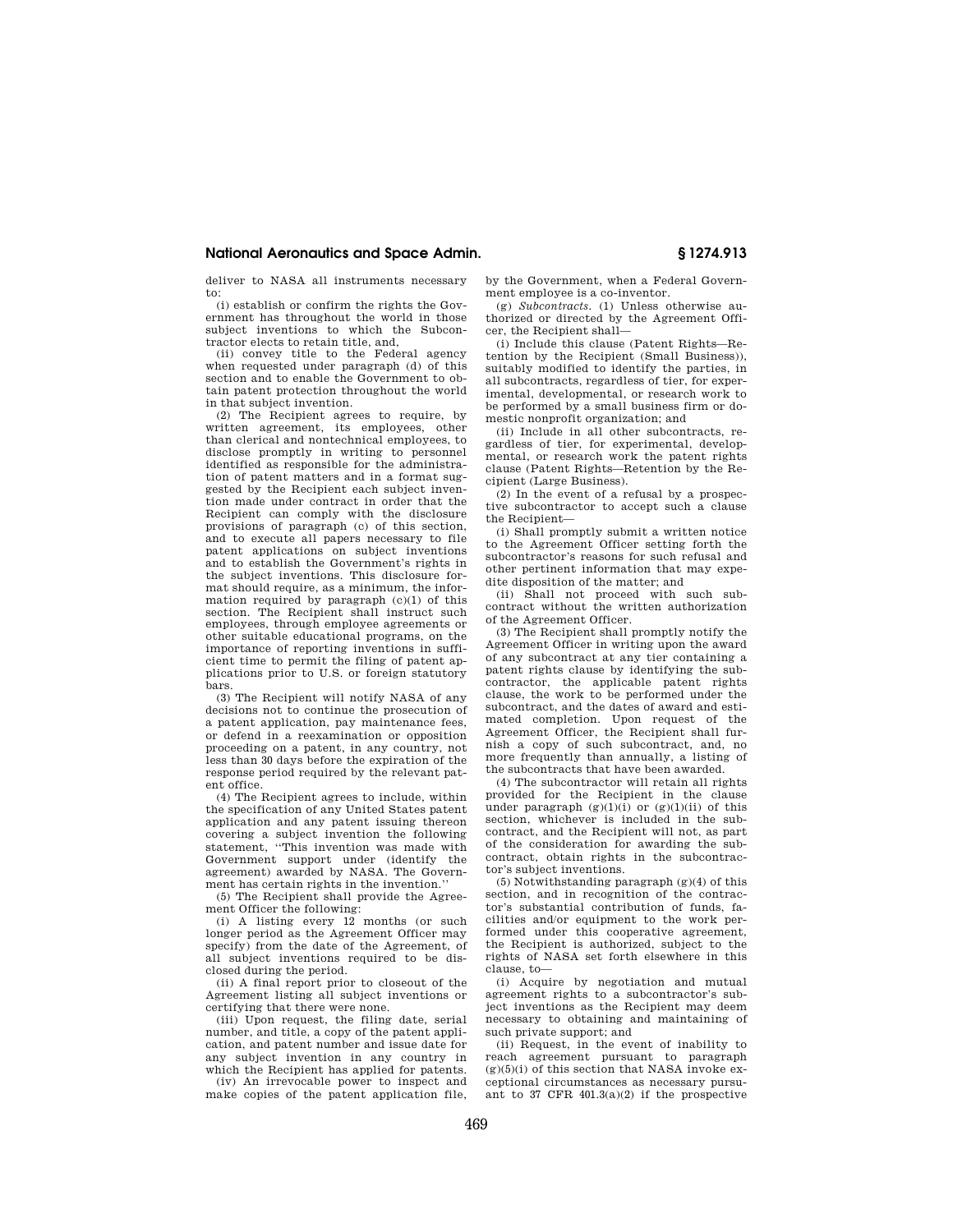deliver to NASA all instruments necessary to:

(i) establish or confirm the rights the Government has throughout the world in those subject inventions to which the Subcontractor elects to retain title, and,

(ii) convey title to the Federal agency when requested under paragraph (d) of this section and to enable the Government to obtain patent protection throughout the world in that subject invention.

(2) The Recipient agrees to require, by written agreement, its employees, other than clerical and nontechnical employees, to disclose promptly in writing to personnel identified as responsible for the administration of patent matters and in a format suggested by the Recipient each subject invention made under contract in order that the Recipient can comply with the disclosure provisions of paragraph (c) of this section, and to execute all papers necessary to file patent applications on subject inventions and to establish the Government's rights in the subject inventions. This disclosure format should require, as a minimum, the information required by paragraph (c)(1) of this section. The Recipient shall instruct such employees, through employee agreements or other suitable educational programs, on the importance of reporting inventions in sufficient time to permit the filing of patent applications prior to U.S. or foreign statutory bars.

(3) The Recipient will notify NASA of any decisions not to continue the prosecution of a patent application, pay maintenance fees, or defend in a reexamination or opposition proceeding on a patent, in any country, not less than 30 days before the expiration of the response period required by the relevant patent office.

(4) The Recipient agrees to include, within the specification of any United States patent application and any patent issuing thereon covering a subject invention the following statement, "This invention was made with Government support under (identify the agreement) awarded by NASA. The Government has certain rights in the invention."

(5) The Recipient shall provide the Agreement Officer the following:

(i) A listing every 12 months (or such longer period as the Agreement Officer may specify) from the date of the Agreement, of all subject inventions required to be disclosed during the period.

(ii) A final report prior to closeout of the Agreement listing all subject inventions or certifying that there were none.

(iii) Upon request, the filing date, serial number, and title, a copy of the patent application, and patent number and issue date for any subject invention in any country in which the Recipient has applied for patents.

(iv) An irrevocable power to inspect and make copies of the patent application file, by the Government, when a Federal Government employee is a co-inventor.

(g) *Subcontracts.* (1) Unless otherwise authorized or directed by the Agreement Officer, the Recipient shall—

(i) Include this clause (Patent Rights—Retention by the Recipient (Small Business)), suitably modified to identify the parties, in all subcontracts, regardless of tier, for experimental, developmental, or research work to be performed by a small business firm or domestic nonprofit organization; and

(ii) Include in all other subcontracts, regardless of tier, for experimental, developmental, or research work the patent rights clause (Patent Rights—Retention by the Recipient (Large Business).

(2) In the event of a refusal by a prospective subcontractor to accept such a clause the Recipient—

(i) Shall promptly submit a written notice to the Agreement Officer setting forth the subcontractor's reasons for such refusal and other pertinent information that may expedite disposition of the matter; and

(ii) Shall not proceed with such subcontract without the written authorization of the Agreement Officer.

(3) The Recipient shall promptly notify the Agreement Officer in writing upon the award of any subcontract at any tier containing a patent rights clause by identifying the subcontractor, the applicable patent rights clause, the work to be performed under the subcontract, and the dates of award and estimated completion. Upon request of the Agreement Officer, the Recipient shall furnish a copy of such subcontract, and, no more frequently than annually, a listing of the subcontracts that have been awarded.

(4) The subcontractor will retain all rights provided for the Recipient in the clause under paragraph (g)(1)(i) or (g)(1)(ii) of this section, whichever is included in the subcontract, and the Recipient will not, as part of the consideration for awarding the subcontract, obtain rights in the subcontractor's subject inventions.

(5) Notwithstanding paragraph (g)(4) of this section, and in recognition of the contractor's substantial contribution of funds, facilities and/or equipment to the work performed under this cooperative agreement, the Recipient is authorized, subject to the rights of NASA set forth elsewhere in this clause, to—

(i) Acquire by negotiation and mutual agreement rights to a subcontractor's subject inventions as the Recipient may deem necessary to obtaining and maintaining of such private support; and

(ii) Request, in the event of inability to reach agreement pursuant to paragraph (g)(5)(i) of this section that NASA invoke exceptional circumstances as necessary pursuant to 37 CFR 401.3(a)(2) if the prospective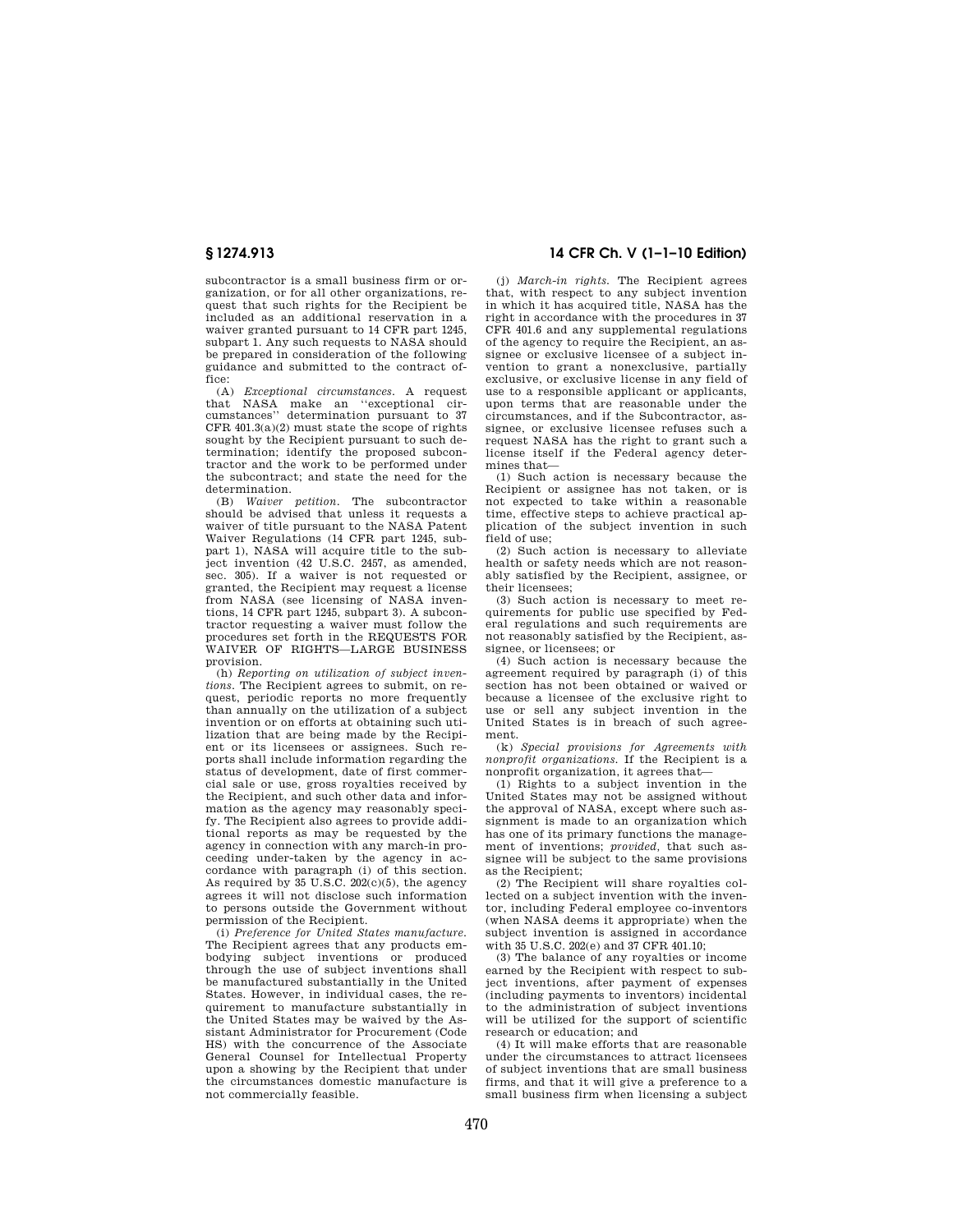subcontractor is a small business firm or organization, or for all other organizations, request that such rights for the Recipient be included as an additional reservation in a waiver granted pursuant to 14 CFR part 1245, subpart 1. Any such requests to NASA should be prepared in consideration of the following guidance and submitted to the contract office:

(A) *Exceptional circumstances.* A request that NASA make an "exceptional circumstances" determination pursuant to 37 CFR 401.3(a)(2) must state the scope of rights sought by the Recipient pursuant to such determination; identify the proposed subcontractor and the work to be performed under the subcontract; and state the need for the determination.

(B) *Waiver petition.* The subcontractor should be advised that unless it requests a waiver of title pursuant to the NASA Patent Waiver Regulations (14 CFR part 1245, subpart 1), NASA will acquire title to the subject invention (42 U.S.C. 2457, as amended, sec. 305). If a waiver is not requested or granted, the Recipient may request a license from NASA (see licensing of NASA inventions, 14 CFR part 1245, subpart 3). A subcontractor requesting a waiver must follow the procedures set forth in the REQUESTS FOR WAIVER OF RIGHTS—LARGE BUSINESS provision.

(h) *Reporting on utilization of subject inventions.* The Recipient agrees to submit, on request, periodic reports no more frequently than annually on the utilization of a subject invention or on efforts at obtaining such utilization that are being made by the Recipient or its licensees or assignees. Such reports shall include information regarding the status of development, date of first commercial sale or use, gross royalties received by the Recipient, and such other data and information as the agency may reasonably specify. The Recipient also agrees to provide additional reports as may be requested by the agency in connection with any march-in proceeding under-taken by the agency in accordance with paragraph (i) of this section. As required by 35 U.S.C. 202(c)(5), the agency agrees it will not disclose such information to persons outside the Government without permission of the Recipient.

(i) *Preference for United States manufacture.* The Recipient agrees that any products embodying subject inventions or produced through the use of subject inventions shall be manufactured substantially in the United States. However, in individual cases, the requirement to manufacture substantially in the United States may be waived by the Assistant Administrator for Procurement (Code HS) with the concurrence of the Associate General Counsel for Intellectual Property upon a showing by the Recipient that under the circumstances domestic manufacture is not commercially feasible.

(j) *March-in rights.* The Recipient agrees that, with respect to any subject invention in which it has acquired title, NASA has the right in accordance with the procedures in 37 CFR 401.6 and any supplemental regulations of the agency to require the Recipient, an assignee or exclusive licensee of a subject invention to grant a nonexclusive, partially exclusive, or exclusive license in any field of use to a responsible applicant or applicants, upon terms that are reasonable under the circumstances, and if the Subcontractor, assignee, or exclusive licensee refuses such a request NASA has the right to grant such a license itself if the Federal agency determines that—

(1) Such action is necessary because the Recipient or assignee has not taken, or is not expected to take within a reasonable time, effective steps to achieve practical application of the subject invention in such field of use;

(2) Such action is necessary to alleviate health or safety needs which are not reasonably satisfied by the Recipient, assignee, or their licensees;

(3) Such action is necessary to meet requirements for public use specified by Federal regulations and such requirements are not reasonably satisfied by the Recipient, assignee, or licensees; or

(4) Such action is necessary because the agreement required by paragraph (i) of this section has not been obtained or waived or because a licensee of the exclusive right to use or sell any subject invention in the United States is in breach of such agreement.

(k) *Special provisions for Agreements with nonprofit organizations.* If the Recipient is a nonprofit organization, it agrees that—

(1) Rights to a subject invention in the United States may not be assigned without the approval of NASA, except where such assignment is made to an organization which has one of its primary functions the management of inventions; *provided*, that such assignee will be subject to the same provisions as the Recipient;

(2) The Recipient will share royalties collected on a subject invention with the inventor, including Federal employee co-inventors (when NASA deems it appropriate) when the subject invention is assigned in accordance with 35 U.S.C. 202(e) and 37 CFR 401.10;

(3) The balance of any royalties or income earned by the Recipient with respect to subject inventions, after payment of expenses (including payments to inventors) incidental to the administration of subject inventions will be utilized for the support of scientific research or education; and

(4) It will make efforts that are reasonable under the circumstances to attract licensees of subject inventions that are small business firms, and that it will give a preference to a small business firm when licensing a subject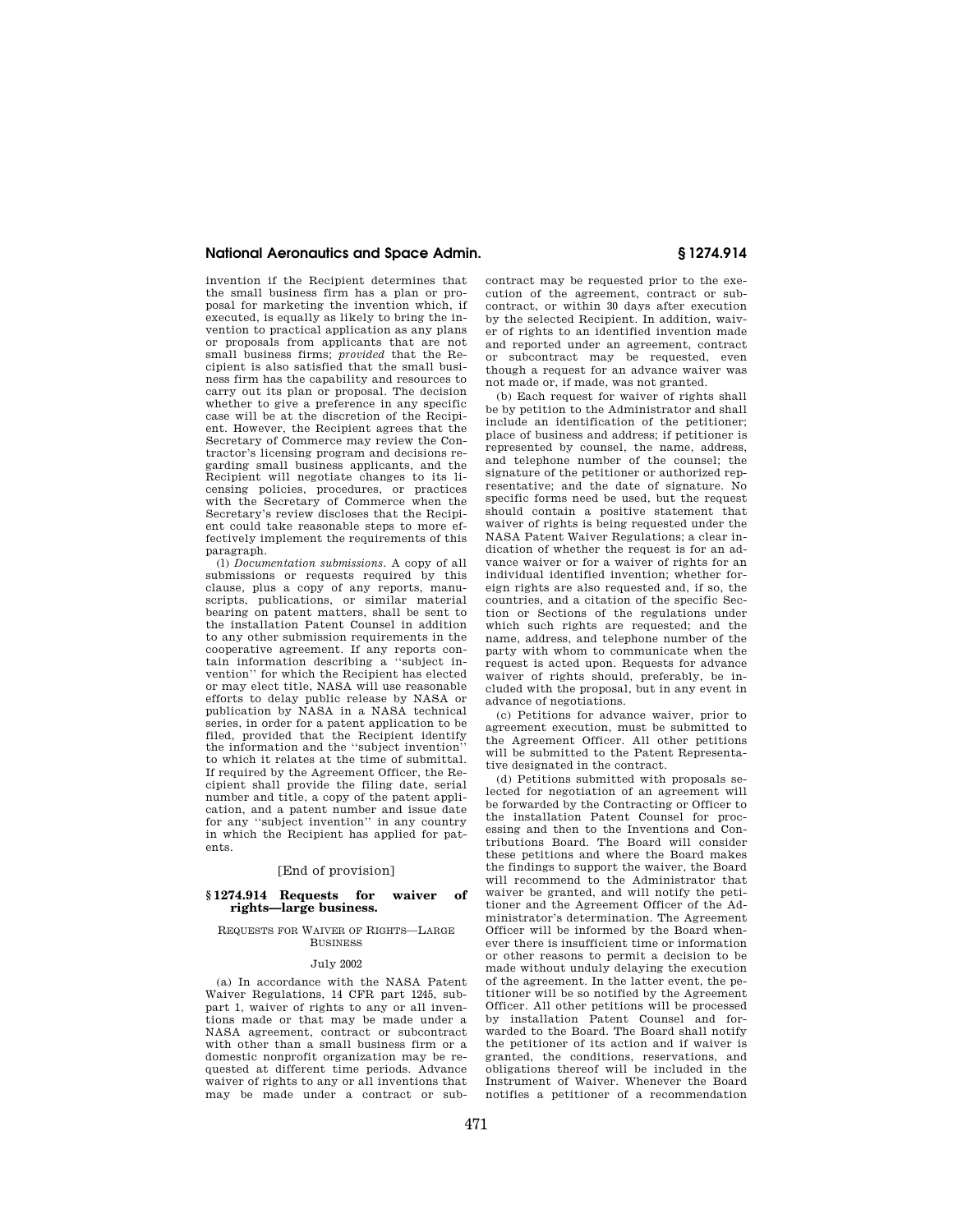invention if the Recipient determines that the small business firm has a plan or proposal for marketing the invention which, if executed, is equally as likely to bring the invention to practical application as any plans or proposals from applicants that are not small business firms; *provided* that the Recipient is also satisfied that the small business firm has the capability and resources to carry out its plan or proposal. The decision whether to give a preference in any specific case will be at the discretion of the Recipient. However, the Recipient agrees that the Secretary of Commerce may review the Contractor's licensing program and decisions regarding small business applicants, and the Recipient will negotiate changes to its licensing policies, procedures, or practices with the Secretary of Commerce when the Secretary's review discloses that the Recipient could take reasonable steps to more effectively implement the requirements of this paragraph.

(l) *Documentation submissions.* A copy of all submissions or requests required by this clause, plus a copy of any reports, manuscripts, publications, or similar material bearing on patent matters, shall be sent to the installation Patent Counsel in addition to any other submission requirements in the cooperative agreement. If any reports contain information describing a ''subject invention'' for which the Recipient has elected or may elect title, NASA will use reasonable efforts to delay public release by NASA or publication by NASA in a NASA technical series, in order for a patent application to be filed, provided that the Recipient identify the information and the ''subject invention'' to which it relates at the time of submittal. If required by the Agreement Officer, the Recipient shall provide the filing date, serial number and title, a copy of the patent application, and a patent number and issue date for any ''subject invention'' in any country in which the Recipient has applied for patents.

[End of provision]

### § 1274.914 Requests for waiver of rights—large business.

REQUESTS FOR WAIVER OF RIGHTS—LARGE BUSINESS

July 2002

(a) In accordance with the NASA Patent Waiver Regulations, 14 CFR part 1245, subpart 1, waiver of rights to any or all inventions made or that may be made under a NASA agreement, contract or subcontract with other than a small business firm or a domestic nonprofit organization may be requested at different time periods. Advance waiver of rights to any or all inventions that may be made under a contract or subcontract may be requested prior to the execution of the agreement, contract or subcontract, or within 30 days after execution by the selected Recipient. In addition, waiver of rights to an identified invention made and reported under an agreement, contract or subcontract may be requested, even though a request for an advance waiver was not made or, if made, was not granted.

(b) Each request for waiver of rights shall be by petition to the Administrator and shall include an identification of the petitioner; place of business and address; if petitioner is represented by counsel, the name, address, and telephone number of the counsel; the signature of the petitioner or authorized representative; and the date of signature. No specific forms need be used, but the request should contain a positive statement that waiver of rights is being requested under the NASA Patent Waiver Regulations; a clear indication of whether the request is for an advance waiver or for a waiver of rights for an individual identified invention; whether foreign rights are also requested and, if so, the countries, and a citation of the specific Section or Sections of the regulations under which such rights are requested; and the name, address, and telephone number of the party with whom to communicate when the request is acted upon. Requests for advance waiver of rights should, preferably, be included with the proposal, but in any event in advance of negotiations.

(c) Petitions for advance waiver, prior to agreement execution, must be submitted to the Agreement Officer. All other petitions will be submitted to the Patent Representative designated in the contract.

(d) Petitions submitted with proposals selected for negotiation of an agreement will be forwarded by the Contracting or Officer to the installation Patent Counsel for processing and then to the Inventions and Contributions Board. The Board will consider these petitions and where the Board makes the findings to support the waiver, the Board will recommend to the Administrator that waiver be granted, and will notify the petitioner and the Agreement Officer of the Administrator's determination. The Agreement Officer will be informed by the Board whenever there is insufficient time or information or other reasons to permit a decision to be made without unduly delaying the execution of the agreement. In the latter event, the petitioner will be so notified by the Agreement Officer. All other petitions will be processed by installation Patent Counsel and forwarded to the Board. The Board shall notify the petitioner of its action and if waiver is granted, the conditions, reservations, and obligations thereof will be included in the Instrument of Waiver. Whenever the Board notifies a petitioner of a recommendation